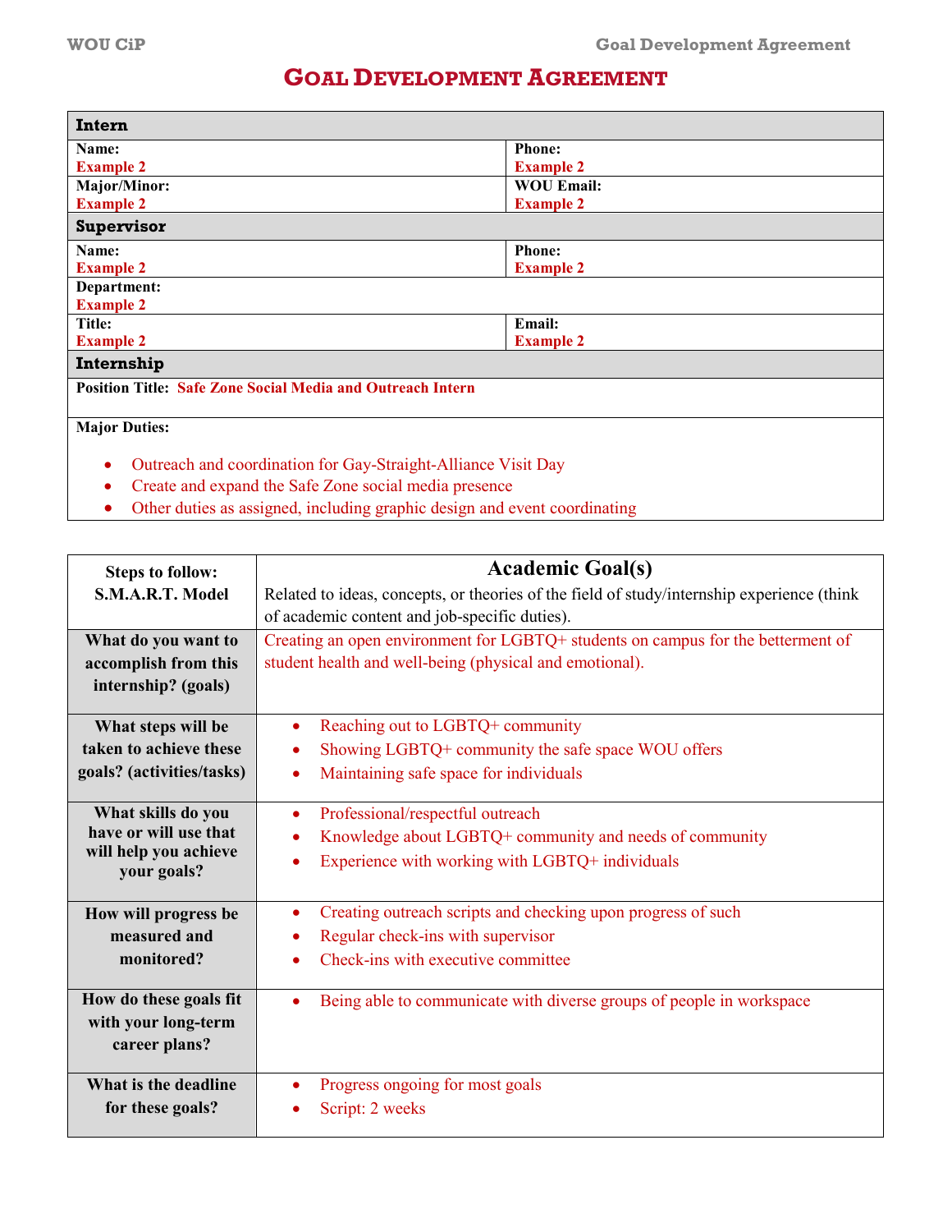# Goal Development Agreement

| **Intern** | |
|---|---|
| **Name:** Example 2 | **Phone:** Example 2 |
| **Major/Minor:** Example 2 | **WOU Email:** Example 2 |
| **Supervisor** | |
| **Name:** Example 2 | **Phone:** Example 2 |
| **Department:** Example 2 | |
| **Title:** Example 2 | **Email:** Example 2 |
| **Internship** | |
| **Position Title:** Safe Zone Social Media and Outreach Intern | |
| **Major Duties:** <br>• Outreach and coordination for Gay-Straight-Alliance Visit Day <br>• Create and expand the Safe Zone social media presence <br>• Other duties as assigned, including graphic design and event coordinating | |

| **Steps to follow: S.M.A.R.T. Model** | **Academic Goal(s)** <br>Related to ideas, concepts, or theories of the field of study/internship experience (think of academic content and job-specific duties). |
|---|---|
| **What do you want to accomplish from this internship? (goals)** | Creating an open environment for LGBTQ+ students on campus for the betterment of student health and well-being (physical and emotional). |
| **What steps will be taken to achieve these goals? (activities/tasks)** | • Reaching out to LGBTQ+ community <br>• Showing LGBTQ+ community the safe space WOU offers <br>• Maintaining safe space for individuals |
| **What skills do you have or will use that will help you achieve your goals?** | • Professional/respectful outreach <br>• Knowledge about LGBTQ+ community and needs of community <br>• Experience with working with LGBTQ+ individuals |
| **How will progress be measured and monitored?** | • Creating outreach scripts and checking upon progress of such <br>• Regular check-ins with supervisor <br>• Check-ins with executive committee |
| **How do these goals fit with your long-term career plans?** | • Being able to communicate with diverse groups of people in workspace |
| **What is the deadline for these goals?** | • Progress ongoing for most goals <br>• Script: 2 weeks |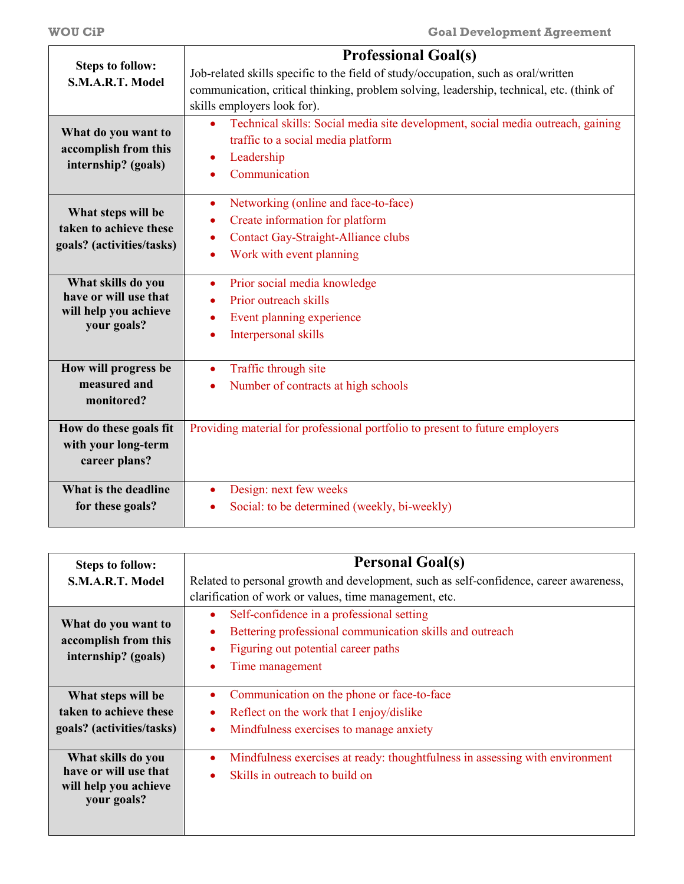| Steps to follow: S.M.A.R.T. Model | **Professional Goal(s)**<br>Job-related skills specific to the field of study/occupation, such as oral/written communication, critical thinking, problem solving, leadership, technical, etc. (think of skills employers look for). |
| --- | --- |
| **What do you want to accomplish from this internship? (goals)** | • Technical skills: Social media site development, social media outreach, gaining traffic to a social media platform<br>• Leadership<br>• Communication |
| **What steps will be taken to achieve these goals? (activities/tasks)** | • Networking (online and face-to-face)<br>• Create information for platform<br>• Contact Gay-Straight-Alliance clubs<br>• Work with event planning |
| **What skills do you have or will use that will help you achieve your goals?** | • Prior social media knowledge<br>• Prior outreach skills<br>• Event planning experience<br>• Interpersonal skills |
| **How will progress be measured and monitored?** | • Traffic through site<br>• Number of contracts at high schools |
| **How do these goals fit with your long-term career plans?** | Providing material for professional portfolio to present to future employers |
| **What is the deadline for these goals?** | • Design: next few weeks<br>• Social: to be determined (weekly, bi-weekly) |

| Steps to follow: S.M.A.R.T. Model | **Personal Goal(s)**<br>Related to personal growth and development, such as self-confidence, career awareness, clarification of work or values, time management, etc. |
| --- | --- |
| **What do you want to accomplish from this internship? (goals)** | • Self-confidence in a professional setting<br>• Bettering professional communication skills and outreach<br>• Figuring out potential career paths<br>• Time management |
| **What steps will be taken to achieve these goals? (activities/tasks)** | • Communication on the phone or face-to-face<br>• Reflect on the work that I enjoy/dislike<br>• Mindfulness exercises to manage anxiety |
| **What skills do you have or will use that will help you achieve your goals?** | • Mindfulness exercises at ready: thoughtfulness in assessing with environment<br>• Skills in outreach to build on |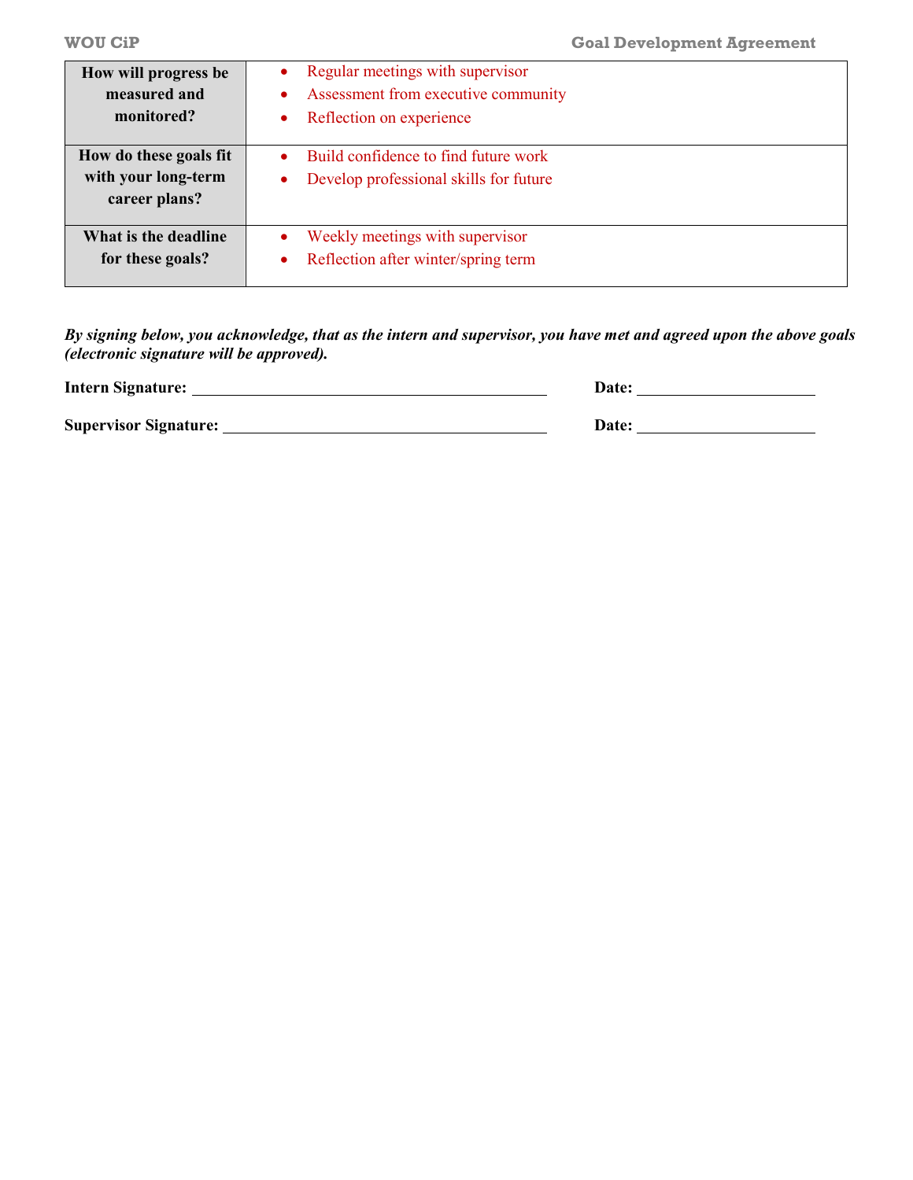| | |
|---|---|
| **How will progress be measured and monitored?** | • Regular meetings with supervisor<br>• Assessment from executive community<br>• Reflection on experience |
| **How do these goals fit with your long-term career plans?** | • Build confidence to find future work<br>• Develop professional skills for future |
| **What is the deadline for these goals?** | • Weekly meetings with supervisor<br>• Reflection after winter/spring term |

***By signing below, you acknowledge, that as the intern and supervisor, you have met and agreed upon the above goals (electronic signature will be approved).***

**Intern Signature:** ______________________________ **Date:** ________________

**Supervisor Signature:** ____________________________ **Date:** ________________